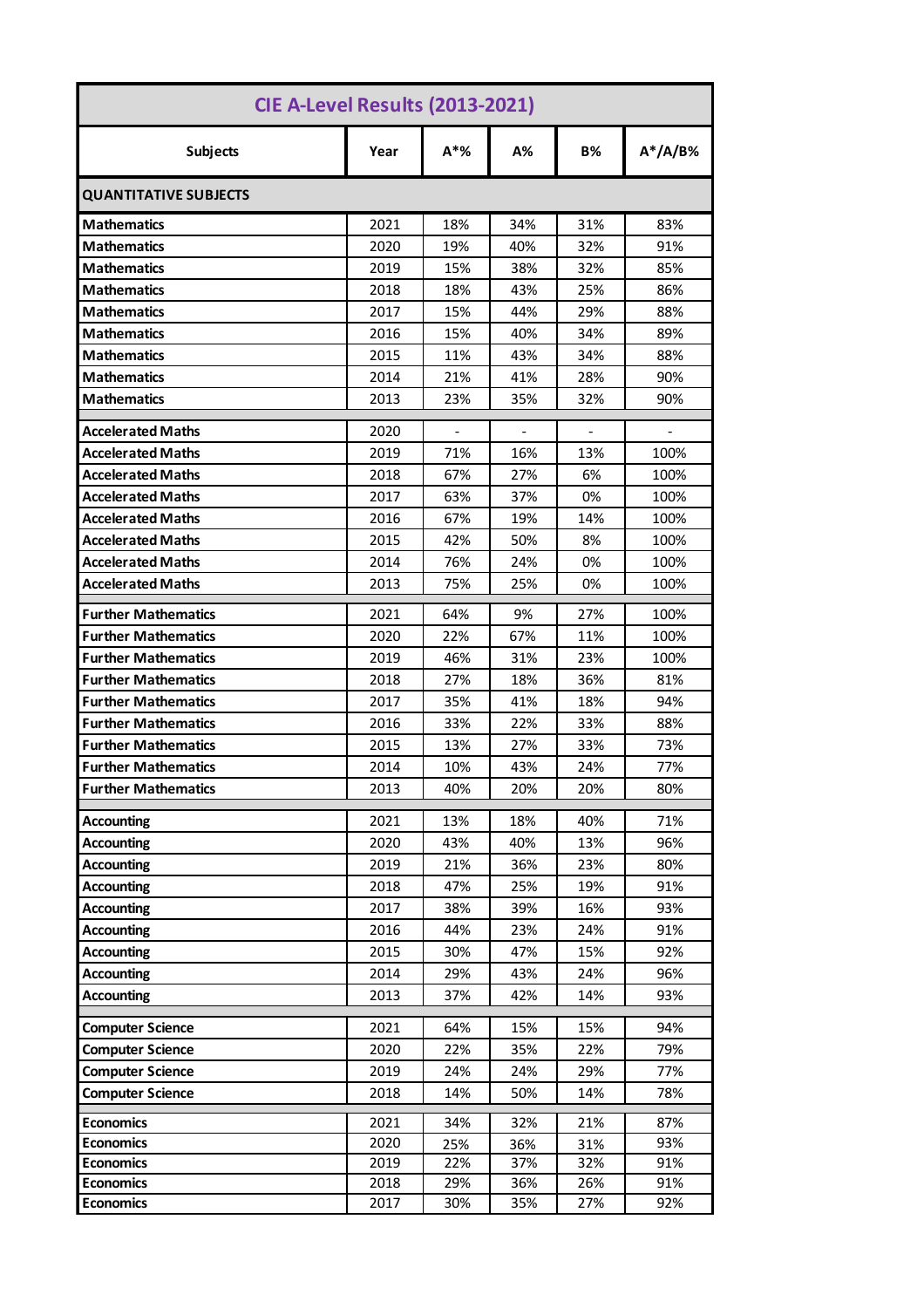# CIE A-Level Results (2013-2021)

| Subjects | Year | A*% | A% | B% | A*/A/B% |
|---|---|---|---|---|---|
| **QUANTITATIVE SUBJECTS** | | | | | |
| **Mathematics** | 2021 | 18% | 34% | 31% | 83% |
| **Mathematics** | 2020 | 19% | 40% | 32% | 91% |
| **Mathematics** | 2019 | 15% | 38% | 32% | 85% |
| **Mathematics** | 2018 | 18% | 43% | 25% | 86% |
| **Mathematics** | 2017 | 15% | 44% | 29% | 88% |
| **Mathematics** | 2016 | 15% | 40% | 34% | 89% |
| **Mathematics** | 2015 | 11% | 43% | 34% | 88% |
| **Mathematics** | 2014 | 21% | 41% | 28% | 90% |
| **Mathematics** | 2013 | 23% | 35% | 32% | 90% |
| **Accelerated Maths** | 2020 | - | - | - | - |
| **Accelerated Maths** | 2019 | 71% | 16% | 13% | 100% |
| **Accelerated Maths** | 2018 | 67% | 27% | 6% | 100% |
| **Accelerated Maths** | 2017 | 63% | 37% | 0% | 100% |
| **Accelerated Maths** | 2016 | 67% | 19% | 14% | 100% |
| **Accelerated Maths** | 2015 | 42% | 50% | 8% | 100% |
| **Accelerated Maths** | 2014 | 76% | 24% | 0% | 100% |
| **Accelerated Maths** | 2013 | 75% | 25% | 0% | 100% |
| **Further Mathematics** | 2021 | 64% | 9% | 27% | 100% |
| **Further Mathematics** | 2020 | 22% | 67% | 11% | 100% |
| **Further Mathematics** | 2019 | 46% | 31% | 23% | 100% |
| **Further Mathematics** | 2018 | 27% | 18% | 36% | 81% |
| **Further Mathematics** | 2017 | 35% | 41% | 18% | 94% |
| **Further Mathematics** | 2016 | 33% | 22% | 33% | 88% |
| **Further Mathematics** | 2015 | 13% | 27% | 33% | 73% |
| **Further Mathematics** | 2014 | 10% | 43% | 24% | 77% |
| **Further Mathematics** | 2013 | 40% | 20% | 20% | 80% |
| **Accounting** | 2021 | 13% | 18% | 40% | 71% |
| **Accounting** | 2020 | 43% | 40% | 13% | 96% |
| **Accounting** | 2019 | 21% | 36% | 23% | 80% |
| **Accounting** | 2018 | 47% | 25% | 19% | 91% |
| **Accounting** | 2017 | 38% | 39% | 16% | 93% |
| **Accounting** | 2016 | 44% | 23% | 24% | 91% |
| **Accounting** | 2015 | 30% | 47% | 15% | 92% |
| **Accounting** | 2014 | 29% | 43% | 24% | 96% |
| **Accounting** | 2013 | 37% | 42% | 14% | 93% |
| **Computer Science** | 2021 | 64% | 15% | 15% | 94% |
| **Computer Science** | 2020 | 22% | 35% | 22% | 79% |
| **Computer Science** | 2019 | 24% | 24% | 29% | 77% |
| **Computer Science** | 2018 | 14% | 50% | 14% | 78% |
| **Economics** | 2021 | 34% | 32% | 21% | 87% |
| **Economics** | 2020 | 25% | 36% | 31% | 93% |
| **Economics** | 2019 | 22% | 37% | 32% | 91% |
| **Economics** | 2018 | 29% | 36% | 26% | 91% |
| **Economics** | 2017 | 30% | 35% | 27% | 92% |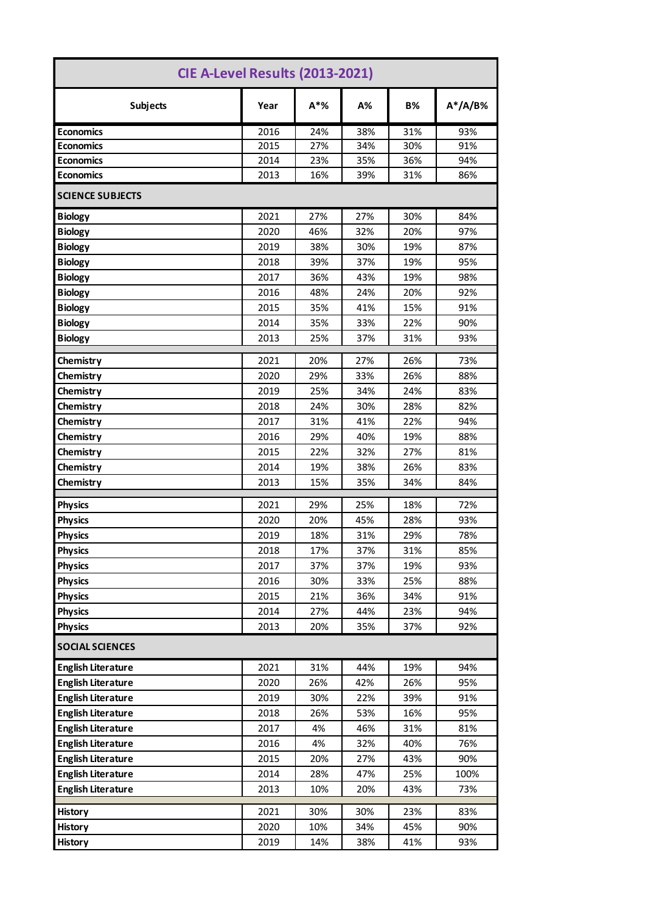| CIE A-Level Results (2013-2021) | | | | | |
|---|---|---|---|---|---|
| **Subjects** | **Year** | **A*%** | **A%** | **B%** | **A*/A/B%** |
| **Economics** | 2016 | 24% | 38% | 31% | 93% |
| **Economics** | 2015 | 27% | 34% | 30% | 91% |
| **Economics** | 2014 | 23% | 35% | 36% | 94% |
| **Economics** | 2013 | 16% | 39% | 31% | 86% |
| **SCIENCE SUBJECTS** | | | | | |
| **Biology** | 2021 | 27% | 27% | 30% | 84% |
| **Biology** | 2020 | 46% | 32% | 20% | 97% |
| **Biology** | 2019 | 38% | 30% | 19% | 87% |
| **Biology** | 2018 | 39% | 37% | 19% | 95% |
| **Biology** | 2017 | 36% | 43% | 19% | 98% |
| **Biology** | 2016 | 48% | 24% | 20% | 92% |
| **Biology** | 2015 | 35% | 41% | 15% | 91% |
| **Biology** | 2014 | 35% | 33% | 22% | 90% |
| **Biology** | 2013 | 25% | 37% | 31% | 93% |
| **Chemistry** | 2021 | 20% | 27% | 26% | 73% |
| **Chemistry** | 2020 | 29% | 33% | 26% | 88% |
| **Chemistry** | 2019 | 25% | 34% | 24% | 83% |
| **Chemistry** | 2018 | 24% | 30% | 28% | 82% |
| **Chemistry** | 2017 | 31% | 41% | 22% | 94% |
| **Chemistry** | 2016 | 29% | 40% | 19% | 88% |
| **Chemistry** | 2015 | 22% | 32% | 27% | 81% |
| **Chemistry** | 2014 | 19% | 38% | 26% | 83% |
| **Chemistry** | 2013 | 15% | 35% | 34% | 84% |
| **Physics** | 2021 | 29% | 25% | 18% | 72% |
| **Physics** | 2020 | 20% | 45% | 28% | 93% |
| **Physics** | 2019 | 18% | 31% | 29% | 78% |
| **Physics** | 2018 | 17% | 37% | 31% | 85% |
| **Physics** | 2017 | 37% | 37% | 19% | 93% |
| **Physics** | 2016 | 30% | 33% | 25% | 88% |
| **Physics** | 2015 | 21% | 36% | 34% | 91% |
| **Physics** | 2014 | 27% | 44% | 23% | 94% |
| **Physics** | 2013 | 20% | 35% | 37% | 92% |
| **SOCIAL SCIENCES** | | | | | |
| **English Literature** | 2021 | 31% | 44% | 19% | 94% |
| **English Literature** | 2020 | 26% | 42% | 26% | 95% |
| **English Literature** | 2019 | 30% | 22% | 39% | 91% |
| **English Literature** | 2018 | 26% | 53% | 16% | 95% |
| **English Literature** | 2017 | 4% | 46% | 31% | 81% |
| **English Literature** | 2016 | 4% | 32% | 40% | 76% |
| **English Literature** | 2015 | 20% | 27% | 43% | 90% |
| **English Literature** | 2014 | 28% | 47% | 25% | 100% |
| **English Literature** | 2013 | 10% | 20% | 43% | 73% |
| **History** | 2021 | 30% | 30% | 23% | 83% |
| **History** | 2020 | 10% | 34% | 45% | 90% |
| **History** | 2019 | 14% | 38% | 41% | 93% |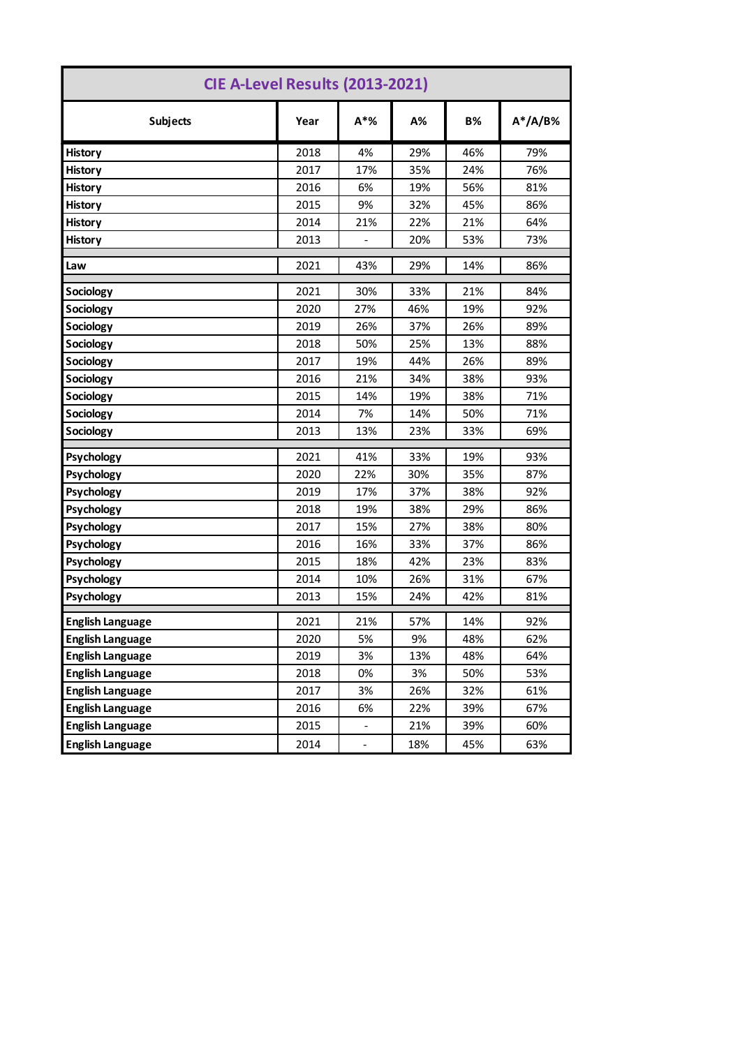# CIE A-Level Results (2013-2021)

| Subjects | Year | A*% | A% | B% | A*/A/B% |
|---|---|---|---|---|---|
| History | 2018 | 4% | 29% | 46% | 79% |
| History | 2017 | 17% | 35% | 24% | 76% |
| History | 2016 | 6% | 19% | 56% | 81% |
| History | 2015 | 9% | 32% | 45% | 86% |
| History | 2014 | 21% | 22% | 21% | 64% |
| History | 2013 | - | 20% | 53% | 73% |
| Law | 2021 | 43% | 29% | 14% | 86% |
| Sociology | 2021 | 30% | 33% | 21% | 84% |
| Sociology | 2020 | 27% | 46% | 19% | 92% |
| Sociology | 2019 | 26% | 37% | 26% | 89% |
| Sociology | 2018 | 50% | 25% | 13% | 88% |
| Sociology | 2017 | 19% | 44% | 26% | 89% |
| Sociology | 2016 | 21% | 34% | 38% | 93% |
| Sociology | 2015 | 14% | 19% | 38% | 71% |
| Sociology | 2014 | 7% | 14% | 50% | 71% |
| Sociology | 2013 | 13% | 23% | 33% | 69% |
| Psychology | 2021 | 41% | 33% | 19% | 93% |
| Psychology | 2020 | 22% | 30% | 35% | 87% |
| Psychology | 2019 | 17% | 37% | 38% | 92% |
| Psychology | 2018 | 19% | 38% | 29% | 86% |
| Psychology | 2017 | 15% | 27% | 38% | 80% |
| Psychology | 2016 | 16% | 33% | 37% | 86% |
| Psychology | 2015 | 18% | 42% | 23% | 83% |
| Psychology | 2014 | 10% | 26% | 31% | 67% |
| Psychology | 2013 | 15% | 24% | 42% | 81% |
| English Language | 2021 | 21% | 57% | 14% | 92% |
| English Language | 2020 | 5% | 9% | 48% | 62% |
| English Language | 2019 | 3% | 13% | 48% | 64% |
| English Language | 2018 | 0% | 3% | 50% | 53% |
| English Language | 2017 | 3% | 26% | 32% | 61% |
| English Language | 2016 | 6% | 22% | 39% | 67% |
| English Language | 2015 | - | 21% | 39% | 60% |
| English Language | 2014 | - | 18% | 45% | 63% |